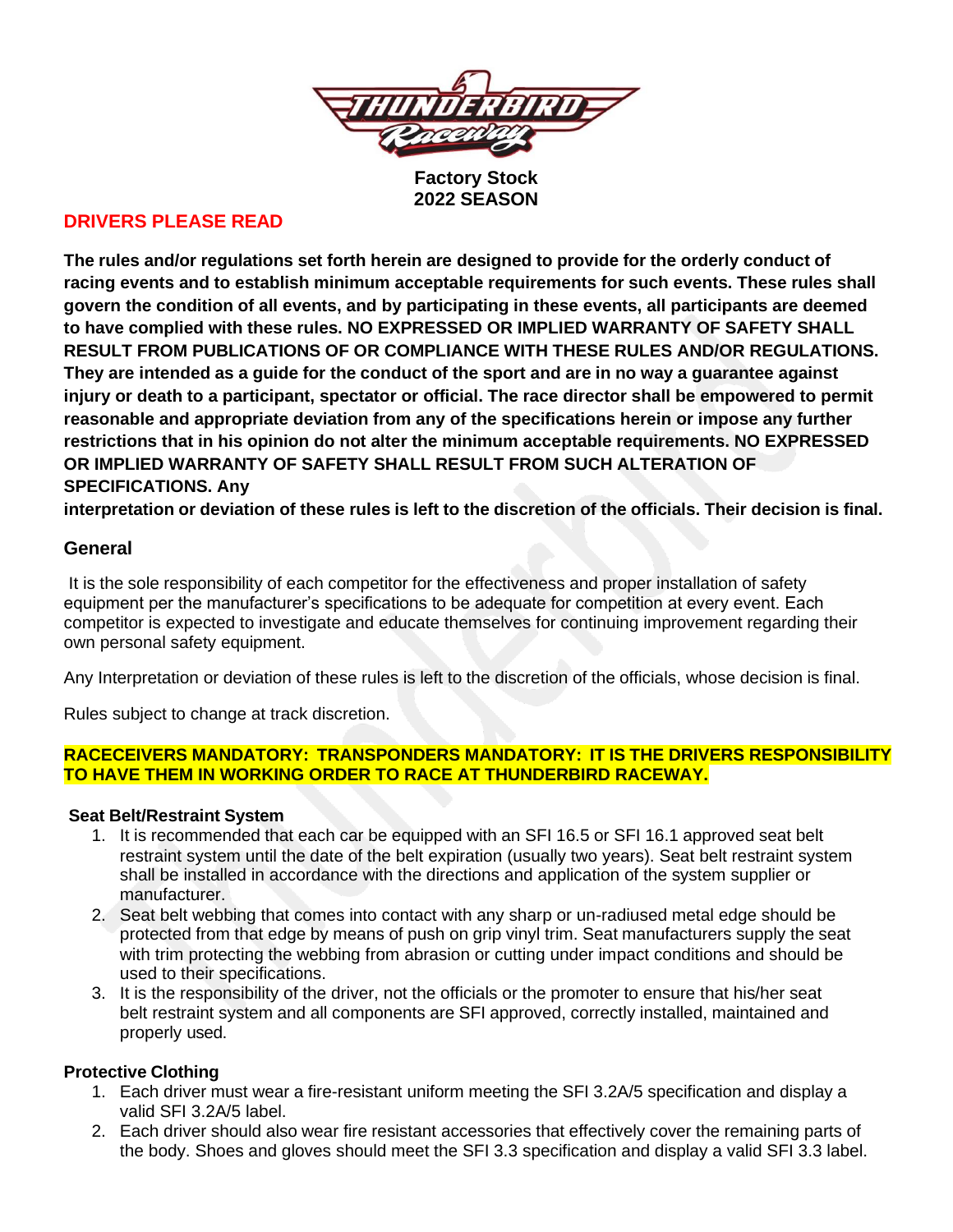**Factory Stock**
**2022 SEASON**

## DRIVERS PLEASE READ

**The rules and/or regulations set forth herein are designed to provide for the orderly conduct of racing events and to establish minimum acceptable requirements for such events. These rules shall govern the condition of all events, and by participating in these events, all participants are deemed to have complied with these rules. NO EXPRESSED OR IMPLIED WARRANTY OF SAFETY SHALL RESULT FROM PUBLICATIONS OF OR COMPLIANCE WITH THESE RULES AND/OR REGULATIONS. They are intended as a guide for the conduct of the sport and are in no way a guarantee against injury or death to a participant, spectator or official. The race director shall be empowered to permit reasonable and appropriate deviation from any of the specifications herein or impose any further restrictions that in his opinion do not alter the minimum acceptable requirements. NO EXPRESSED OR IMPLIED WARRANTY OF SAFETY SHALL RESULT FROM SUCH ALTERATION OF SPECIFICATIONS. Any interpretation or deviation of these rules is left to the discretion of the officials. Their decision is final.**

## General

It is the sole responsibility of each competitor for the effectiveness and proper installation of safety equipment per the manufacturer's specifications to be adequate for competition at every event. Each competitor is expected to investigate and educate themselves for continuing improvement regarding their own personal safety equipment.

Any Interpretation or deviation of these rules is left to the discretion of the officials, whose decision is final.

Rules subject to change at track discretion.

**RACECEIVERS MANDATORY: TRANSPONDERS MANDATORY: IT IS THE DRIVERS RESPONSIBILITY TO HAVE THEM IN WORKING ORDER TO RACE AT THUNDERBIRD RACEWAY.**

### Seat Belt/Restraint System

1. It is recommended that each car be equipped with an SFI 16.5 or SFI 16.1 approved seat belt restraint system until the date of the belt expiration (usually two years). Seat belt restraint system shall be installed in accordance with the directions and application of the system supplier or manufacturer.
2. Seat belt webbing that comes into contact with any sharp or un-radiused metal edge should be protected from that edge by means of push on grip vinyl trim. Seat manufacturers supply the seat with trim protecting the webbing from abrasion or cutting under impact conditions and should be used to their specifications.
3. It is the responsibility of the driver, not the officials or the promoter to ensure that his/her seat belt restraint system and all components are SFI approved, correctly installed, maintained and properly used.

### Protective Clothing

1. Each driver must wear a fire-resistant uniform meeting the SFI 3.2A/5 specification and display a valid SFI 3.2A/5 label.
2. Each driver should also wear fire resistant accessories that effectively cover the remaining parts of the body. Shoes and gloves should meet the SFI 3.3 specification and display a valid SFI 3.3 label.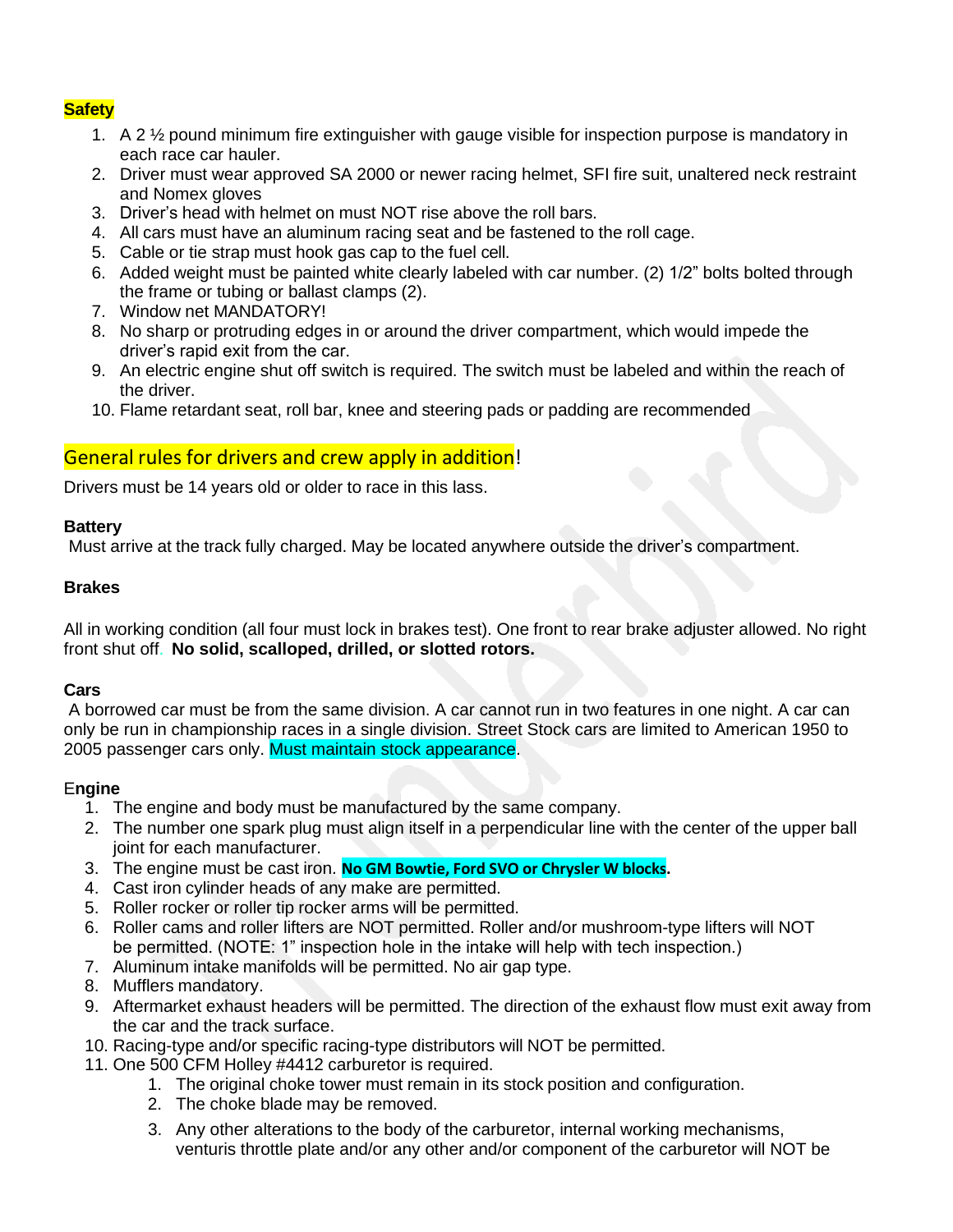## Safety

1. A 2 ½ pound minimum fire extinguisher with gauge visible for inspection purpose is mandatory in each race car hauler.
2. Driver must wear approved SA 2000 or newer racing helmet, SFI fire suit, unaltered neck restraint and Nomex gloves
3. Driver's head with helmet on must NOT rise above the roll bars.
4. All cars must have an aluminum racing seat and be fastened to the roll cage.
5. Cable or tie strap must hook gas cap to the fuel cell.
6. Added weight must be painted white clearly labeled with car number. (2) 1/2" bolts bolted through the frame or tubing or ballast clamps (2).
7. Window net MANDATORY!
8. No sharp or protruding edges in or around the driver compartment, which would impede the driver's rapid exit from the car.
9. An electric engine shut off switch is required. The switch must be labeled and within the reach of the driver.
10. Flame retardant seat, roll bar, knee and steering pads or padding are recommended

## General rules for drivers and crew apply in addition!

Drivers must be 14 years old or older to race in this lass.

**Battery**

Must arrive at the track fully charged. May be located anywhere outside the driver's compartment.

**Brakes**

All in working condition (all four must lock in brakes test). One front to rear brake adjuster allowed. No right front shut off. **No solid, scalloped, drilled, or slotted rotors.**

**Cars**

A borrowed car must be from the same division. A car cannot run in two features in one night. A car can only be run in championship races in a single division. Street Stock cars are limited to American 1950 to 2005 passenger cars only. Must maintain stock appearance.

**Engine**

1. The engine and body must be manufactured by the same company.
2. The number one spark plug must align itself in a perpendicular line with the center of the upper ball joint for each manufacturer.
3. The engine must be cast iron. **No GM Bowtie, Ford SVO or Chrysler W blocks.**
4. Cast iron cylinder heads of any make are permitted.
5. Roller rocker or roller tip rocker arms will be permitted.
6. Roller cams and roller lifters are NOT permitted. Roller and/or mushroom-type lifters will NOT be permitted. (NOTE: 1" inspection hole in the intake will help with tech inspection.)
7. Aluminum intake manifolds will be permitted. No air gap type.
8. Mufflers mandatory.
9. Aftermarket exhaust headers will be permitted. The direction of the exhaust flow must exit away from the car and the track surface.
10. Racing-type and/or specific racing-type distributors will NOT be permitted.
11. One 500 CFM Holley #4412 carburetor is required.
    1. The original choke tower must remain in its stock position and configuration.
    2. The choke blade may be removed.
    3. Any other alterations to the body of the carburetor, internal working mechanisms, venturis throttle plate and/or any other and/or component of the carburetor will NOT be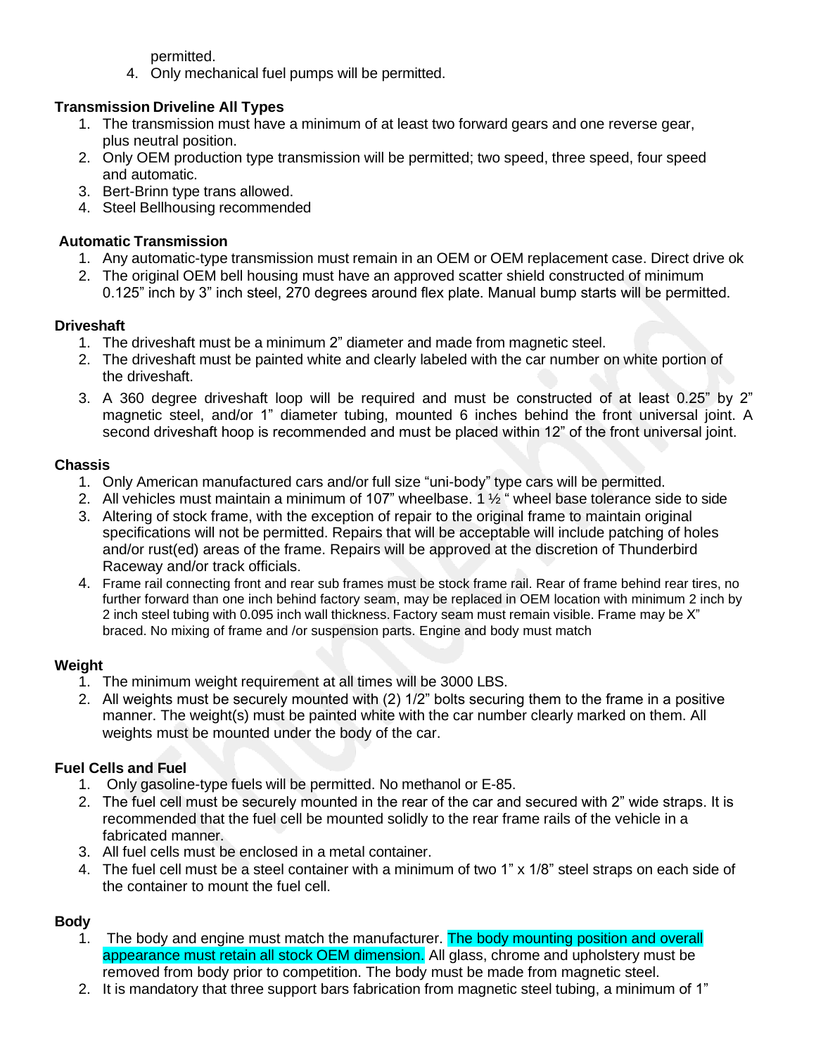permitted.

4. Only mechanical fuel pumps will be permitted.

**Transmission Driveline All Types**

1. The transmission must have a minimum of at least two forward gears and one reverse gear, plus neutral position.
2. Only OEM production type transmission will be permitted; two speed, three speed, four speed and automatic.
3. Bert-Brinn type trans allowed.
4. Steel Bellhousing recommended

**Automatic Transmission**

1. Any automatic-type transmission must remain in an OEM or OEM replacement case. Direct drive ok
2. The original OEM bell housing must have an approved scatter shield constructed of minimum 0.125" inch by 3" inch steel, 270 degrees around flex plate. Manual bump starts will be permitted.

**Driveshaft**

1. The driveshaft must be a minimum 2" diameter and made from magnetic steel.
2. The driveshaft must be painted white and clearly labeled with the car number on white portion of the driveshaft.
3. A 360 degree driveshaft loop will be required and must be constructed of at least 0.25" by 2" magnetic steel, and/or 1" diameter tubing, mounted 6 inches behind the front universal joint. A second driveshaft hoop is recommended and must be placed within 12" of the front universal joint.

**Chassis**

1. Only American manufactured cars and/or full size "uni-body" type cars will be permitted.
2. All vehicles must maintain a minimum of 107" wheelbase. 1 ½ " wheel base tolerance side to side
3. Altering of stock frame, with the exception of repair to the original frame to maintain original specifications will not be permitted. Repairs that will be acceptable will include patching of holes and/or rust(ed) areas of the frame. Repairs will be approved at the discretion of Thunderbird Raceway and/or track officials.
4. Frame rail connecting front and rear sub frames must be stock frame rail. Rear of frame behind rear tires, no further forward than one inch behind factory seam, may be replaced in OEM location with minimum 2 inch by 2 inch steel tubing with 0.095 inch wall thickness. Factory seam must remain visible. Frame may be X" braced. No mixing of frame and /or suspension parts. Engine and body must match

**Weight**

1. The minimum weight requirement at all times will be 3000 LBS.
2. All weights must be securely mounted with (2) 1/2" bolts securing them to the frame in a positive manner. The weight(s) must be painted white with the car number clearly marked on them. All weights must be mounted under the body of the car.

**Fuel Cells and Fuel**

1. Only gasoline-type fuels will be permitted. No methanol or E-85.
2. The fuel cell must be securely mounted in the rear of the car and secured with 2" wide straps. It is recommended that the fuel cell be mounted solidly to the rear frame rails of the vehicle in a fabricated manner.
3. All fuel cells must be enclosed in a metal container.
4. The fuel cell must be a steel container with a minimum of two 1" x 1/8" steel straps on each side of the container to mount the fuel cell.

**Body**

1. The body and engine must match the manufacturer. The body mounting position and overall appearance must retain all stock OEM dimension. All glass, chrome and upholstery must be removed from body prior to competition. The body must be made from magnetic steel.
2. It is mandatory that three support bars fabrication from magnetic steel tubing, a minimum of 1"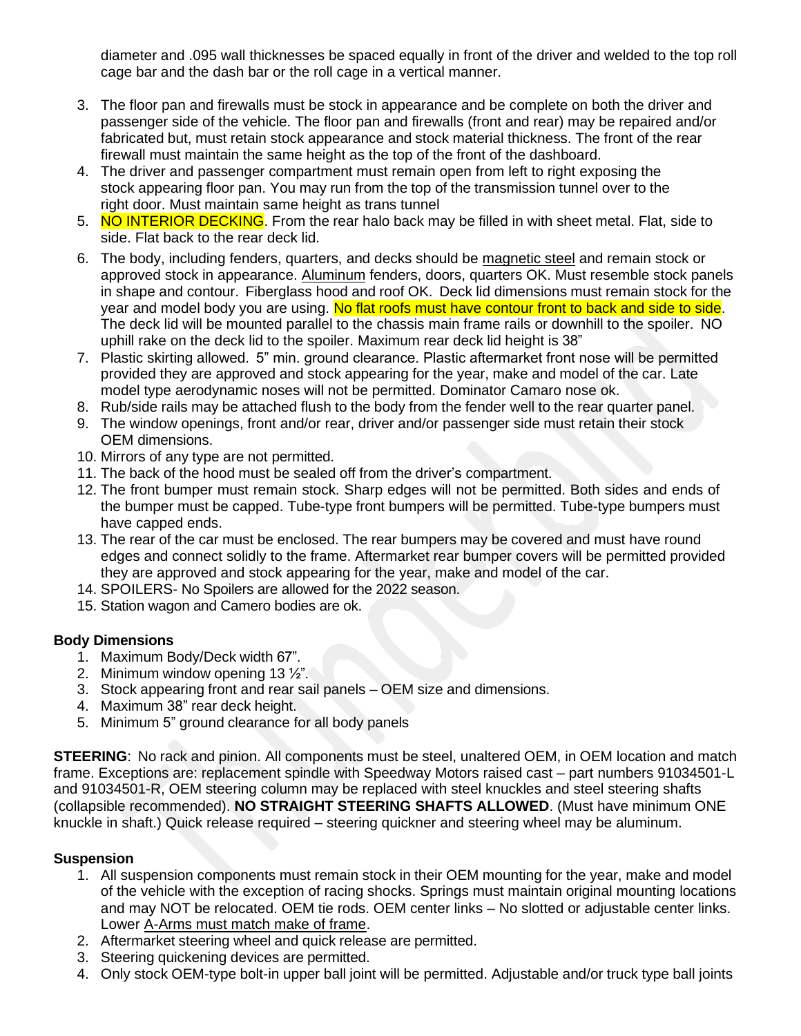diameter and .095 wall thicknesses be spaced equally in front of the driver and welded to the top roll cage bar and the dash bar or the roll cage in a vertical manner.

3. The floor pan and firewalls must be stock in appearance and be complete on both the driver and passenger side of the vehicle. The floor pan and firewalls (front and rear) may be repaired and/or fabricated but, must retain stock appearance and stock material thickness. The front of the rear firewall must maintain the same height as the top of the front of the dashboard.
4. The driver and passenger compartment must remain open from left to right exposing the stock appearing floor pan. You may run from the top of the transmission tunnel over to the right door. Must maintain same height as trans tunnel
5. NO INTERIOR DECKING. From the rear halo back may be filled in with sheet metal. Flat, side to side. Flat back to the rear deck lid.
6. The body, including fenders, quarters, and decks should be magnetic steel and remain stock or approved stock in appearance. Aluminum fenders, doors, quarters OK. Must resemble stock panels in shape and contour. Fiberglass hood and roof OK. Deck lid dimensions must remain stock for the year and model body you are using. No flat roofs must have contour front to back and side to side. The deck lid will be mounted parallel to the chassis main frame rails or downhill to the spoiler. NO uphill rake on the deck lid to the spoiler. Maximum rear deck lid height is 38"
7. Plastic skirting allowed. 5" min. ground clearance. Plastic aftermarket front nose will be permitted provided they are approved and stock appearing for the year, make and model of the car. Late model type aerodynamic noses will not be permitted. Dominator Camaro nose ok.
8. Rub/side rails may be attached flush to the body from the fender well to the rear quarter panel.
9. The window openings, front and/or rear, driver and/or passenger side must retain their stock OEM dimensions.
10. Mirrors of any type are not permitted.
11. The back of the hood must be sealed off from the driver's compartment.
12. The front bumper must remain stock. Sharp edges will not be permitted. Both sides and ends of the bumper must be capped. Tube-type front bumpers will be permitted. Tube-type bumpers must have capped ends.
13. The rear of the car must be enclosed. The rear bumpers may be covered and must have round edges and connect solidly to the frame. Aftermarket rear bumper covers will be permitted provided they are approved and stock appearing for the year, make and model of the car.
14. SPOILERS- No Spoilers are allowed for the 2022 season.
15. Station wagon and Camero bodies are ok.

**Body Dimensions**

1. Maximum Body/Deck width 67".
2. Minimum window opening 13 ½".
3. Stock appearing front and rear sail panels – OEM size and dimensions.
4. Maximum 38" rear deck height.
5. Minimum 5" ground clearance for all body panels

**STEERING**: No rack and pinion. All components must be steel, unaltered OEM, in OEM location and match frame. Exceptions are: replacement spindle with Speedway Motors raised cast – part numbers 91034501-L and 91034501-R, OEM steering column may be replaced with steel knuckles and steel steering shafts (collapsible recommended). **NO STRAIGHT STEERING SHAFTS ALLOWED**. (Must have minimum ONE knuckle in shaft.) Quick release required – steering quickner and steering wheel may be aluminum.

**Suspension**

1. All suspension components must remain stock in their OEM mounting for the year, make and model of the vehicle with the exception of racing shocks. Springs must maintain original mounting locations and may NOT be relocated. OEM tie rods. OEM center links – No slotted or adjustable center links. Lower A-Arms must match make of frame.
2. Aftermarket steering wheel and quick release are permitted.
3. Steering quickening devices are permitted.
4. Only stock OEM-type bolt-in upper ball joint will be permitted. Adjustable and/or truck type ball joints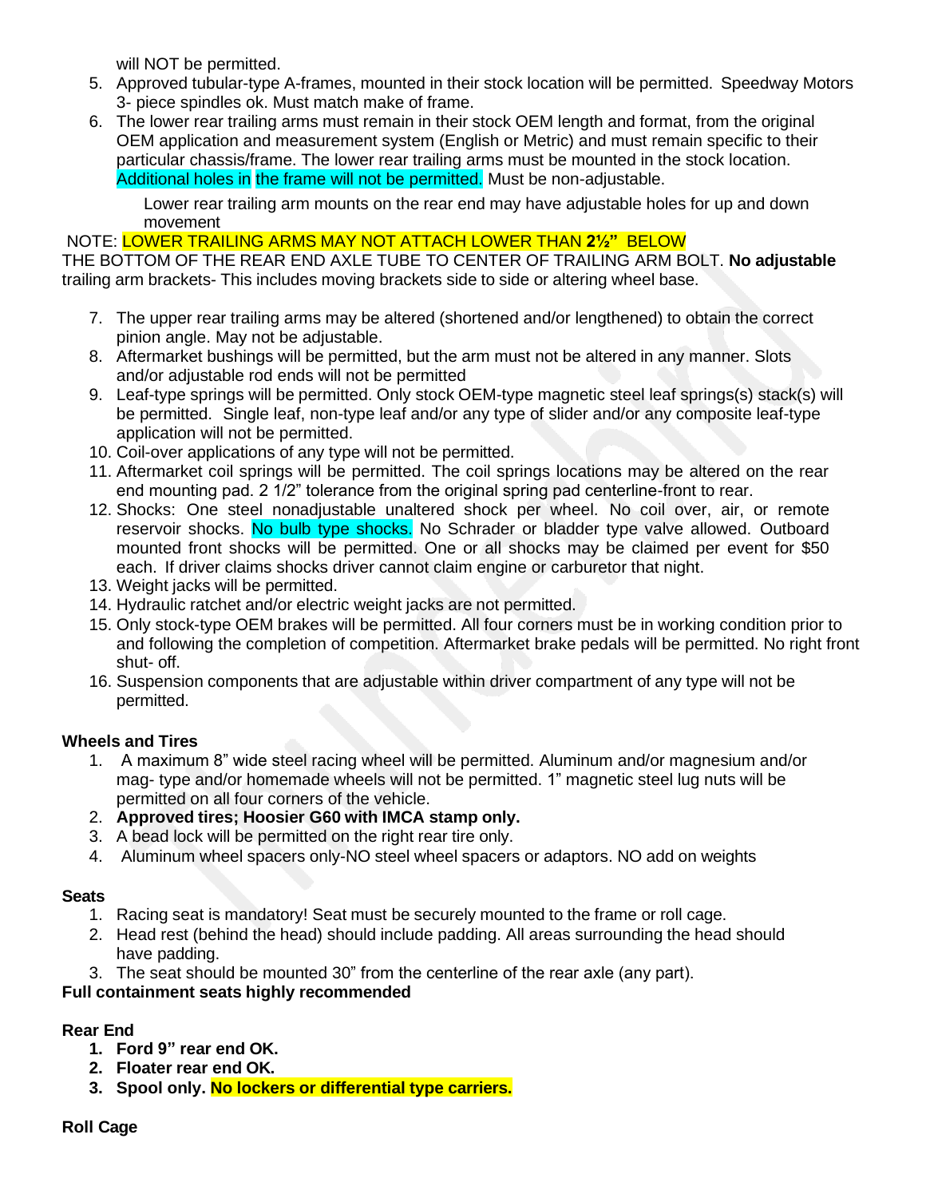will NOT be permitted.

5. Approved tubular-type A-frames, mounted in their stock location will be permitted. Speedway Motors 3- piece spindles ok. Must match make of frame.
6. The lower rear trailing arms must remain in their stock OEM length and format, from the original OEM application and measurement system (English or Metric) and must remain specific to their particular chassis/frame. The lower rear trailing arms must be mounted in the stock location. Additional holes in the frame will not be permitted. Must be non-adjustable.

   Lower rear trailing arm mounts on the rear end may have adjustable holes for up and down movement

NOTE: LOWER TRAILING ARMS MAY NOT ATTACH LOWER THAN **2½"** BELOW THE BOTTOM OF THE REAR END AXLE TUBE TO CENTER OF TRAILING ARM BOLT. **No adjustable** trailing arm brackets- This includes moving brackets side to side or altering wheel base.

7. The upper rear trailing arms may be altered (shortened and/or lengthened) to obtain the correct pinion angle. May not be adjustable.
8. Aftermarket bushings will be permitted, but the arm must not be altered in any manner. Slots and/or adjustable rod ends will not be permitted
9. Leaf-type springs will be permitted. Only stock OEM-type magnetic steel leaf springs(s) stack(s) will be permitted. Single leaf, non-type leaf and/or any type of slider and/or any composite leaf-type application will not be permitted.
10. Coil-over applications of any type will not be permitted.
11. Aftermarket coil springs will be permitted. The coil springs locations may be altered on the rear end mounting pad. 2 1/2" tolerance from the original spring pad centerline-front to rear.
12. Shocks: One steel nonadjustable unaltered shock per wheel. No coil over, air, or remote reservoir shocks. No bulb type shocks. No Schrader or bladder type valve allowed. Outboard mounted front shocks will be permitted. One or all shocks may be claimed per event for $50 each. If driver claims shocks driver cannot claim engine or carburetor that night.
13. Weight jacks will be permitted.
14. Hydraulic ratchet and/or electric weight jacks are not permitted.
15. Only stock-type OEM brakes will be permitted. All four corners must be in working condition prior to and following the completion of competition. Aftermarket brake pedals will be permitted. No right front shut- off.
16. Suspension components that are adjustable within driver compartment of any type will not be permitted.

**Wheels and Tires**

1. A maximum 8" wide steel racing wheel will be permitted. Aluminum and/or magnesium and/or mag- type and/or homemade wheels will not be permitted. 1" magnetic steel lug nuts will be permitted on all four corners of the vehicle.
2. **Approved tires; Hoosier G60 with IMCA stamp only.**
3. A bead lock will be permitted on the right rear tire only.
4. Aluminum wheel spacers only-NO steel wheel spacers or adaptors. NO add on weights

**Seats**

1. Racing seat is mandatory! Seat must be securely mounted to the frame or roll cage.
2. Head rest (behind the head) should include padding. All areas surrounding the head should have padding.
3. The seat should be mounted 30" from the centerline of the rear axle (any part).

**Full containment seats highly recommended**

**Rear End**

1. **Ford 9" rear end OK.**
2. **Floater rear end OK.**
3. **Spool only. No lockers or differential type carriers.**

**Roll Cage**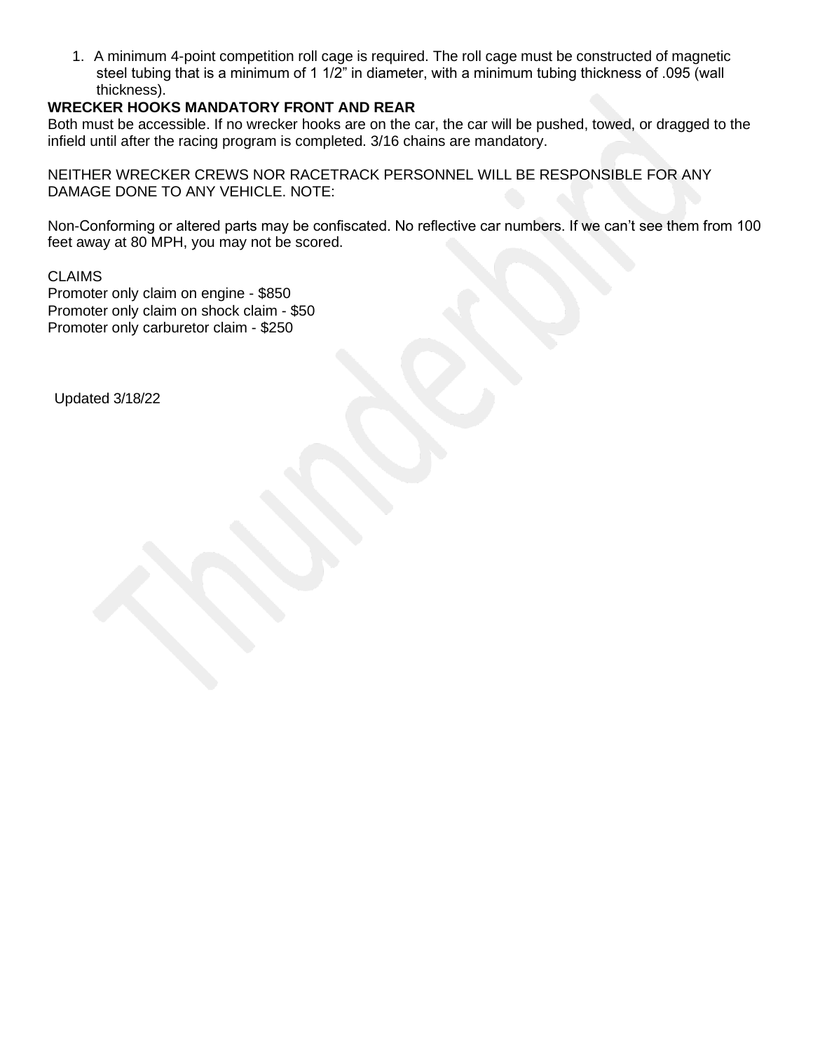1. A minimum 4-point competition roll cage is required. The roll cage must be constructed of magnetic steel tubing that is a minimum of 1 1/2" in diameter, with a minimum tubing thickness of .095 (wall thickness).

**WRECKER HOOKS MANDATORY FRONT AND REAR**

Both must be accessible. If no wrecker hooks are on the car, the car will be pushed, towed, or dragged to the infield until after the racing program is completed. 3/16 chains are mandatory.

NEITHER WRECKER CREWS NOR RACETRACK PERSONNEL WILL BE RESPONSIBLE FOR ANY DAMAGE DONE TO ANY VEHICLE. NOTE:

Non-Conforming or altered parts may be confiscated. No reflective car numbers. If we can't see them from 100 feet away at 80 MPH, you may not be scored.

CLAIMS

Promoter only claim on engine - $850

Promoter only claim on shock claim - $50

Promoter only carburetor claim - $250

Updated 3/18/22